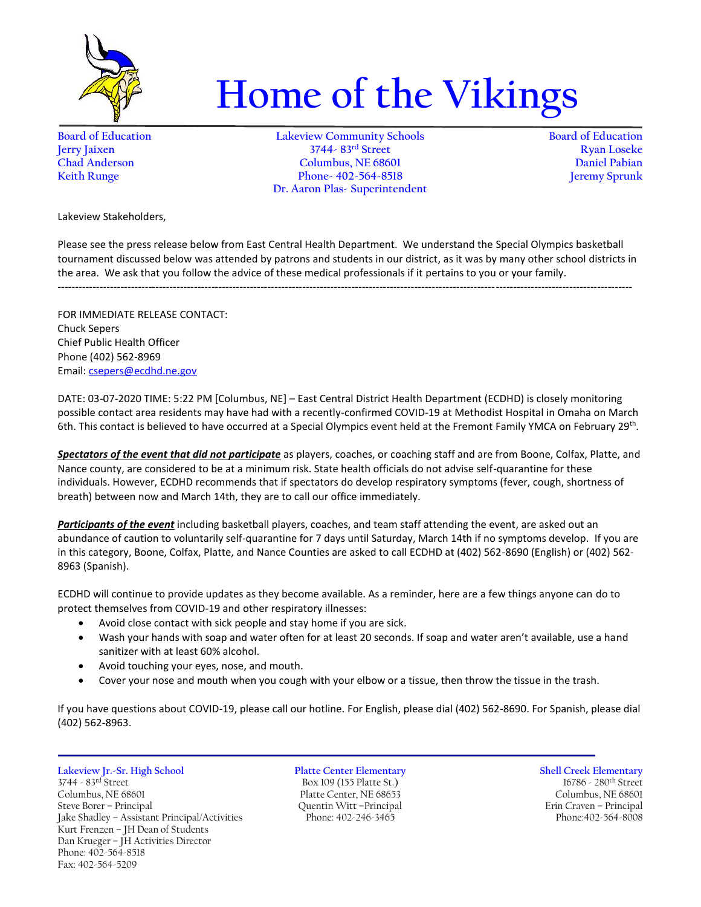# Home of the Vikings

Board of Education
Jerry Jaixen
Chad Anderson
Keith Runge

Lakeview Community Schools
3744- 83rd Street
Columbus, NE 68601
Phone- 402-564-8518
Dr. Aaron Plas- Superintendent

Board of Education
Ryan Loseke
Daniel Pabian
Jeremy Sprunk

Lakeview Stakeholders,

Please see the press release below from East Central Health Department. We understand the Special Olympics basketball tournament discussed below was attended by patrons and students in our district, as it was by many other school districts in the area. We ask that you follow the advice of these medical professionals if it pertains to you or your family.

---

FOR IMMEDIATE RELEASE CONTACT:
Chuck Sepers
Chief Public Health Officer
Phone (402) 562-8969
Email: csepers@ecdhd.ne.gov

DATE: 03-07-2020 TIME: 5:22 PM [Columbus, NE] – East Central District Health Department (ECDHD) is closely monitoring possible contact area residents may have had with a recently-confirmed COVID-19 at Methodist Hospital in Omaha on March 6th. This contact is believed to have occurred at a Special Olympics event held at the Fremont Family YMCA on February 29th.

***Spectators of the event that did not participate*** as players, coaches, or coaching staff and are from Boone, Colfax, Platte, and Nance county, are considered to be at a minimum risk. State health officials do not advise self-quarantine for these individuals. However, ECDHD recommends that if spectators do develop respiratory symptoms (fever, cough, shortness of breath) between now and March 14th, they are to call our office immediately.

***Participants of the event*** including basketball players, coaches, and team staff attending the event, are asked out an abundance of caution to voluntarily self-quarantine for 7 days until Saturday, March 14th if no symptoms develop. If you are in this category, Boone, Colfax, Platte, and Nance Counties are asked to call ECDHD at (402) 562-8690 (English) or (402) 562-8963 (Spanish).

ECDHD will continue to provide updates as they become available. As a reminder, here are a few things anyone can do to protect themselves from COVID-19 and other respiratory illnesses:

- Avoid close contact with sick people and stay home if you are sick.
- Wash your hands with soap and water often for at least 20 seconds. If soap and water aren't available, use a hand sanitizer with at least 60% alcohol.
- Avoid touching your eyes, nose, and mouth.
- Cover your nose and mouth when you cough with your elbow or a tissue, then throw the tissue in the trash.

If you have questions about COVID-19, please call our hotline. For English, please dial (402) 562-8690. For Spanish, please dial (402) 562-8963.

---

Lakeview Jr.-Sr. High School
3744 - 83rd Street
Columbus, NE 68601
Steve Borer – Principal
Jake Shadley – Assistant Principal/Activities
Kurt Frenzen – JH Dean of Students
Dan Krueger – JH Activities Director
Phone: 402-564-8518
Fax: 402-564-5209

Platte Center Elementary
Box 109 (155 Platte St.)
Platte Center, NE 68653
Quentin Witt –Principal
Phone: 402-246-3465

Shell Creek Elementary
16786 - 280th Street
Columbus, NE 68601
Erin Craven – Principal
Phone:402-564-8008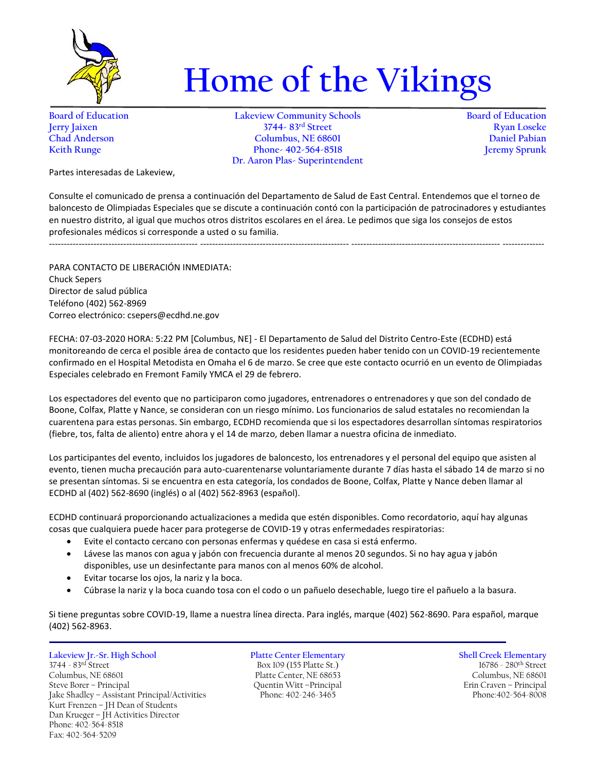# Home of the Vikings

Board of Education
Jerry Jaixen
Chad Anderson
Keith Runge

Lakeview Community Schools
3744- 83rd Street
Columbus, NE 68601
Phone- 402-564-8518
Dr. Aaron Plas- Superintendent

Board of Education
Ryan Loseke
Daniel Pabian
Jeremy Sprunk

Partes interesadas de Lakeview,

Consulte el comunicado de prensa a continuación del Departamento de Salud de East Central. Entendemos que el torneo de baloncesto de Olimpiadas Especiales que se discute a continuación contó con la participación de patrocinadores y estudiantes en nuestro distrito, al igual que muchos otros distritos escolares en el área. Le pedimos que siga los consejos de estos profesionales médicos si corresponde a usted o su familia.

---

PARA CONTACTO DE LIBERACIÓN INMEDIATA:
Chuck Sepers
Director de salud pública
Teléfono (402) 562-8969
Correo electrónico: csepers@ecdhd.ne.gov

FECHA: 07-03-2020 HORA: 5:22 PM [Columbus, NE] - El Departamento de Salud del Distrito Centro-Este (ECDHD) está monitoreando de cerca el posible área de contacto que los residentes pueden haber tenido con un COVID-19 recientemente confirmado en el Hospital Metodista en Omaha el 6 de marzo. Se cree que este contacto ocurrió en un evento de Olimpiadas Especiales celebrado en Fremont Family YMCA el 29 de febrero.

Los espectadores del evento que no participaron como jugadores, entrenadores o entrenadores y que son del condado de Boone, Colfax, Platte y Nance, se consideran con un riesgo mínimo. Los funcionarios de salud estatales no recomiendan la cuarentena para estas personas. Sin embargo, ECDHD recomienda que si los espectadores desarrollan síntomas respiratorios (fiebre, tos, falta de aliento) entre ahora y el 14 de marzo, deben llamar a nuestra oficina de inmediato.

Los participantes del evento, incluidos los jugadores de baloncesto, los entrenadores y el personal del equipo que asisten al evento, tienen mucha precaución para auto-cuarentenarse voluntariamente durante 7 días hasta el sábado 14 de marzo si no se presentan síntomas. Si se encuentra en esta categoría, los condados de Boone, Colfax, Platte y Nance deben llamar al ECDHD al (402) 562-8690 (inglés) o al (402) 562-8963 (español).

ECDHD continuará proporcionando actualizaciones a medida que estén disponibles. Como recordatorio, aquí hay algunas cosas que cualquiera puede hacer para protegerse de COVID-19 y otras enfermedades respiratorias:

- Evite el contacto cercano con personas enfermas y quédese en casa si está enfermo.
- Lávese las manos con agua y jabón con frecuencia durante al menos 20 segundos. Si no hay agua y jabón disponibles, use un desinfectante para manos con al menos 60% de alcohol.
- Evitar tocarse los ojos, la nariz y la boca.
- Cúbrase la nariz y la boca cuando tosa con el codo o un pañuelo desechable, luego tire el pañuelo a la basura.

Si tiene preguntas sobre COVID-19, llame a nuestra línea directa. Para inglés, marque (402) 562-8690. Para español, marque (402) 562-8963.

---

Lakeview Jr.-Sr. High School
3744 - 83rd Street
Columbus, NE 68601
Steve Borer – Principal
Jake Shadley – Assistant Principal/Activities
Kurt Frenzen – JH Dean of Students
Dan Krueger – JH Activities Director
Phone: 402-564-8518
Fax: 402-564-5209

Platte Center Elementary
Box 109 (155 Platte St.)
Platte Center, NE 68653
Quentin Witt –Principal
Phone: 402-246-3465

Shell Creek Elementary
16786 - 280th Street
Columbus, NE 68601
Erin Craven – Principal
Phone:402-564-8008